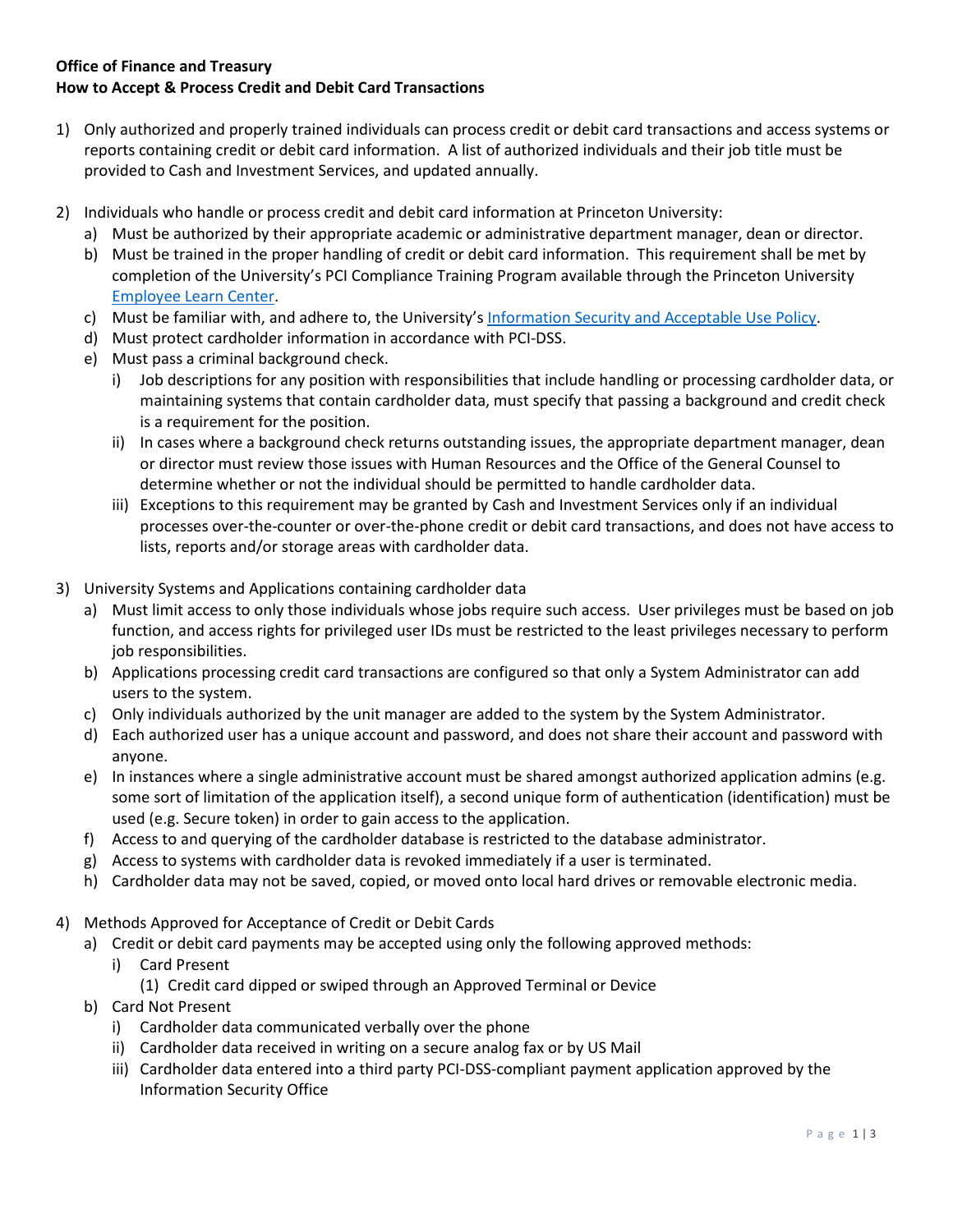**Office of Finance and Treasury**
**How to Accept & Process Credit and Debit Card Transactions**

1) Only authorized and properly trained individuals can process credit or debit card transactions and access systems or reports containing credit or debit card information. A list of authorized individuals and their job title must be provided to Cash and Investment Services, and updated annually.

2) Individuals who handle or process credit and debit card information at Princeton University:
   a) Must be authorized by their appropriate academic or administrative department manager, dean or director.
   b) Must be trained in the proper handling of credit or debit card information. This requirement shall be met by completion of the University's PCI Compliance Training Program available through the Princeton University Employee Learn Center.
   c) Must be familiar with, and adhere to, the University's Information Security and Acceptable Use Policy.
   d) Must protect cardholder information in accordance with PCI-DSS.
   e) Must pass a criminal background check.
      i) Job descriptions for any position with responsibilities that include handling or processing cardholder data, or maintaining systems that contain cardholder data, must specify that passing a background and credit check is a requirement for the position.
      ii) In cases where a background check returns outstanding issues, the appropriate department manager, dean or director must review those issues with Human Resources and the Office of the General Counsel to determine whether or not the individual should be permitted to handle cardholder data.
      iii) Exceptions to this requirement may be granted by Cash and Investment Services only if an individual processes over-the-counter or over-the-phone credit or debit card transactions, and does not have access to lists, reports and/or storage areas with cardholder data.

3) University Systems and Applications containing cardholder data
   a) Must limit access to only those individuals whose jobs require such access. User privileges must be based on job function, and access rights for privileged user IDs must be restricted to the least privileges necessary to perform job responsibilities.
   b) Applications processing credit card transactions are configured so that only a System Administrator can add users to the system.
   c) Only individuals authorized by the unit manager are added to the system by the System Administrator.
   d) Each authorized user has a unique account and password, and does not share their account and password with anyone.
   e) In instances where a single administrative account must be shared amongst authorized application admins (e.g. some sort of limitation of the application itself), a second unique form of authentication (identification) must be used (e.g. Secure token) in order to gain access to the application.
   f) Access to and querying of the cardholder database is restricted to the database administrator.
   g) Access to systems with cardholder data is revoked immediately if a user is terminated.
   h) Cardholder data may not be saved, copied, or moved onto local hard drives or removable electronic media.

4) Methods Approved for Acceptance of Credit or Debit Cards
   a) Credit or debit card payments may be accepted using only the following approved methods:
      i) Card Present
         (1) Credit card dipped or swiped through an Approved Terminal or Device
   b) Card Not Present
      i) Cardholder data communicated verbally over the phone
      ii) Cardholder data received in writing on a secure analog fax or by US Mail
      iii) Cardholder data entered into a third party PCI-DSS-compliant payment application approved by the Information Security Office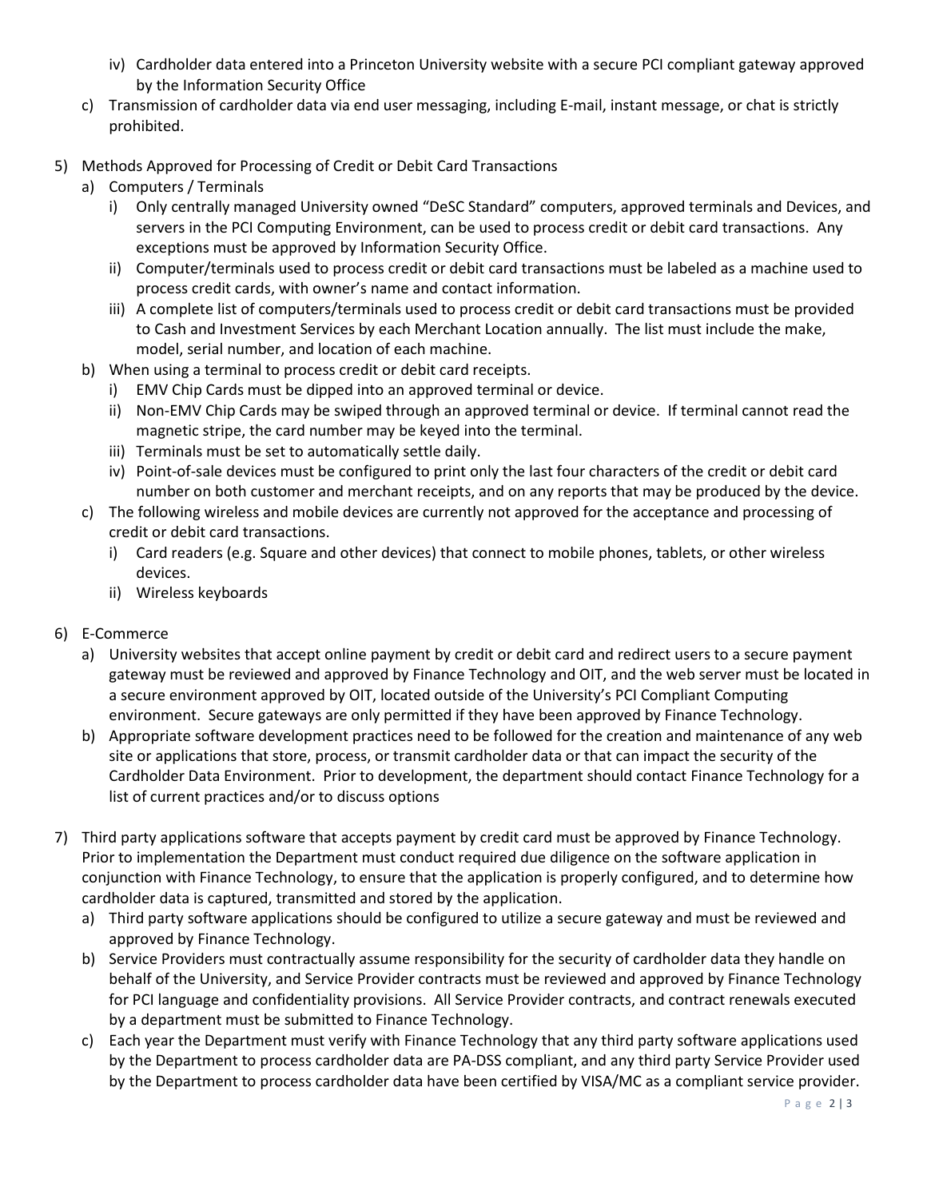iv) Cardholder data entered into a Princeton University website with a secure PCI compliant gateway approved by the Information Security Office

c) Transmission of cardholder data via end user messaging, including E-mail, instant message, or chat is strictly prohibited.

5) Methods Approved for Processing of Credit or Debit Card Transactions

   a) Computers / Terminals

      i) Only centrally managed University owned "DeSC Standard" computers, approved terminals and Devices, and servers in the PCI Computing Environment, can be used to process credit or debit card transactions. Any exceptions must be approved by Information Security Office.

      ii) Computer/terminals used to process credit or debit card transactions must be labeled as a machine used to process credit cards, with owner's name and contact information.

      iii) A complete list of computers/terminals used to process credit or debit card transactions must be provided to Cash and Investment Services by each Merchant Location annually. The list must include the make, model, serial number, and location of each machine.

   b) When using a terminal to process credit or debit card receipts.

      i) EMV Chip Cards must be dipped into an approved terminal or device.

      ii) Non-EMV Chip Cards may be swiped through an approved terminal or device. If terminal cannot read the magnetic stripe, the card number may be keyed into the terminal.

      iii) Terminals must be set to automatically settle daily.

      iv) Point-of-sale devices must be configured to print only the last four characters of the credit or debit card number on both customer and merchant receipts, and on any reports that may be produced by the device.

   c) The following wireless and mobile devices are currently not approved for the acceptance and processing of credit or debit card transactions.

      i) Card readers (e.g. Square and other devices) that connect to mobile phones, tablets, or other wireless devices.

      ii) Wireless keyboards

6) E-Commerce

   a) University websites that accept online payment by credit or debit card and redirect users to a secure payment gateway must be reviewed and approved by Finance Technology and OIT, and the web server must be located in a secure environment approved by OIT, located outside of the University's PCI Compliant Computing environment. Secure gateways are only permitted if they have been approved by Finance Technology.

   b) Appropriate software development practices need to be followed for the creation and maintenance of any web site or applications that store, process, or transmit cardholder data or that can impact the security of the Cardholder Data Environment. Prior to development, the department should contact Finance Technology for a list of current practices and/or to discuss options

7) Third party applications software that accepts payment by credit card must be approved by Finance Technology. Prior to implementation the Department must conduct required due diligence on the software application in conjunction with Finance Technology, to ensure that the application is properly configured, and to determine how cardholder data is captured, transmitted and stored by the application.

   a) Third party software applications should be configured to utilize a secure gateway and must be reviewed and approved by Finance Technology.

   b) Service Providers must contractually assume responsibility for the security of cardholder data they handle on behalf of the University, and Service Provider contracts must be reviewed and approved by Finance Technology for PCI language and confidentiality provisions. All Service Provider contracts, and contract renewals executed by a department must be submitted to Finance Technology.

   c) Each year the Department must verify with Finance Technology that any third party software applications used by the Department to process cardholder data are PA-DSS compliant, and any third party Service Provider used by the Department to process cardholder data have been certified by VISA/MC as a compliant service provider.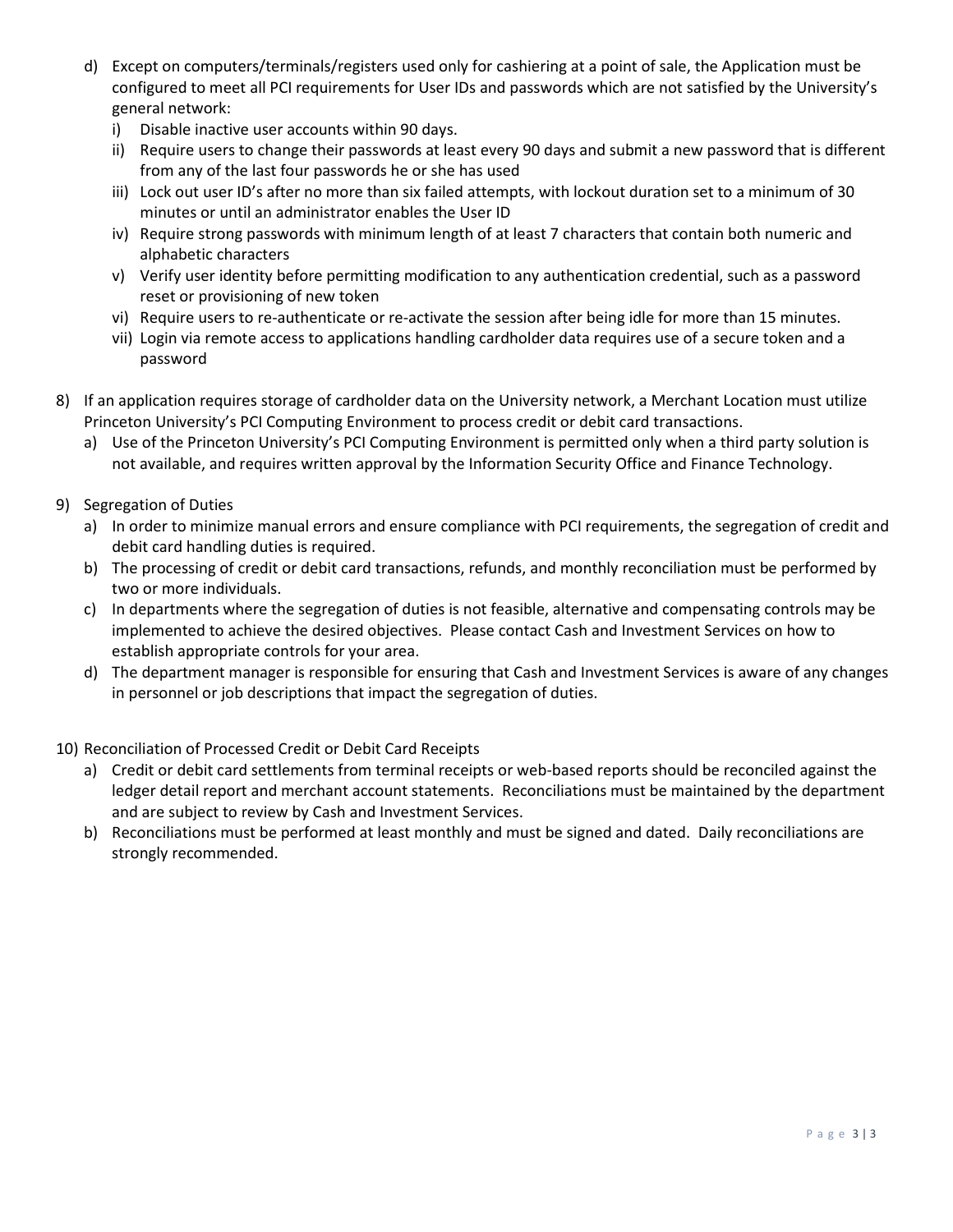d) Except on computers/terminals/registers used only for cashiering at a point of sale, the Application must be configured to meet all PCI requirements for User IDs and passwords which are not satisfied by the University's general network:
   i) Disable inactive user accounts within 90 days.
   ii) Require users to change their passwords at least every 90 days and submit a new password that is different from any of the last four passwords he or she has used
   iii) Lock out user ID's after no more than six failed attempts, with lockout duration set to a minimum of 30 minutes or until an administrator enables the User ID
   iv) Require strong passwords with minimum length of at least 7 characters that contain both numeric and alphabetic characters
   v) Verify user identity before permitting modification to any authentication credential, such as a password reset or provisioning of new token
   vi) Require users to re-authenticate or re-activate the session after being idle for more than 15 minutes.
   vii) Login via remote access to applications handling cardholder data requires use of a secure token and a password

8) If an application requires storage of cardholder data on the University network, a Merchant Location must utilize Princeton University's PCI Computing Environment to process credit or debit card transactions.
   a) Use of the Princeton University's PCI Computing Environment is permitted only when a third party solution is not available, and requires written approval by the Information Security Office and Finance Technology.

9) Segregation of Duties
   a) In order to minimize manual errors and ensure compliance with PCI requirements, the segregation of credit and debit card handling duties is required.
   b) The processing of credit or debit card transactions, refunds, and monthly reconciliation must be performed by two or more individuals.
   c) In departments where the segregation of duties is not feasible, alternative and compensating controls may be implemented to achieve the desired objectives. Please contact Cash and Investment Services on how to establish appropriate controls for your area.
   d) The department manager is responsible for ensuring that Cash and Investment Services is aware of any changes in personnel or job descriptions that impact the segregation of duties.

10) Reconciliation of Processed Credit or Debit Card Receipts
   a) Credit or debit card settlements from terminal receipts or web-based reports should be reconciled against the ledger detail report and merchant account statements. Reconciliations must be maintained by the department and are subject to review by Cash and Investment Services.
   b) Reconciliations must be performed at least monthly and must be signed and dated. Daily reconciliations are strongly recommended.